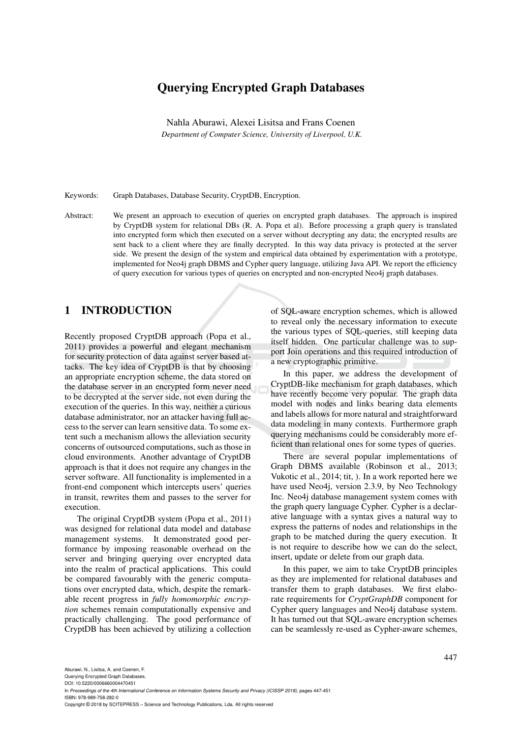# Querying Encrypted Graph Databases

Nahla Aburawi, Alexei Lisitsa and Frans Coenen

*Department of Computer Science, University of Liverpool, U.K.*

Keywords: Graph Databases, Database Security, CryptDB, Encryption.

Abstract: We present an approach to execution of queries on encrypted graph databases. The approach is inspired by CryptDB system for relational DBs (R. A. Popa et al). Before processing a graph query is translated into encrypted form which then executed on a server without decrypting any data; the encrypted results are sent back to a client where they are finally decrypted. In this way data privacy is protected at the server side. We present the design of the system and empirical data obtained by experimentation with a prototype, implemented for Neo4j graph DBMS and Cypher query language, utilizing Java API. We report the efficiency of query execution for various types of queries on encrypted and non-encrypted Neo4j graph databases.

## 1 INTRODUCTION

Recently proposed CryptDB approach (Popa et al., 2011) provides a powerful and elegant mechanism for security protection of data against server based attacks. The key idea of CryptDB is that by choosing an appropriate encryption scheme, the data stored on the database server in an encrypted form never need to be decrypted at the server side, not even during the execution of the queries. In this way, neither a curious database administrator, nor an attacker having full access to the server can learn sensitive data. To some extent such a mechanism allows the alleviation security concerns of outsourced computations, such as those in cloud environments. Another advantage of CryptDB approach is that it does not require any changes in the server software. All functionality is implemented in a front-end component which intercepts users' queries in transit, rewrites them and passes to the server for execution.

The original CryptDB system (Popa et al., 2011) was designed for relational data model and database management systems. It demonstrated good performance by imposing reasonable overhead on the server and bringing querying over encrypted data into the realm of practical applications. This could be compared favourably with the generic computations over encrypted data, which, despite the remarkable recent progress in *fully homomorphic encryption* schemes remain computationally expensive and practically challenging. The good performance of CryptDB has been achieved by utilizing a collection of SQL-aware encryption schemes, which is allowed to reveal only the necessary information to execute the various types of SQL-queries, still keeping data itself hidden. One particular challenge was to support Join operations and this required introduction of a new cryptographic primitive.

In this paper, we address the development of CryptDB-like mechanism for graph databases, which have recently become very popular. The graph data model with nodes and links bearing data elements and labels allows for more natural and straightforward data modeling in many contexts. Furthermore graph querying mechanisms could be considerably more efficient than relational ones for some types of queries.

There are several popular implementations of Graph DBMS available (Robinson et al., 2013; Vukotic et al., 2014; tit, ). In a work reported here we have used Neo4j, version 2.3.9, by Neo Technology Inc. Neo4j database management system comes with the graph query language Cypher. Cypher is a declarative language with a syntax gives a natural way to express the patterns of nodes and relationships in the graph to be matched during the query execution. It is not require to describe how we can do the select, insert, update or delete from our graph data.

In this paper, we aim to take CryptDB principles as they are implemented for relational databases and transfer them to graph databases. We first elaborate requirements for *CryptGraphDB* component for Cypher query languages and Neo4j database system. It has turned out that SQL-aware encryption schemes can be seamlessly re-used as Cypher-aware schemes,

Aburawi, N., Lisitsa, A. and Coenen, F.
Querying Encrypted Graph Databases.
DOI: 10.5220/0006660004470451
In *Proceedings of the 4th International Conference on Information Systems Security and Privacy (ICISSP 2018)*, pages 447-451
ISBN: 978-989-758-282-0
Copyright © 2018 by SCITEPRESS – Science and Technology Publications, Lda. All rights reserved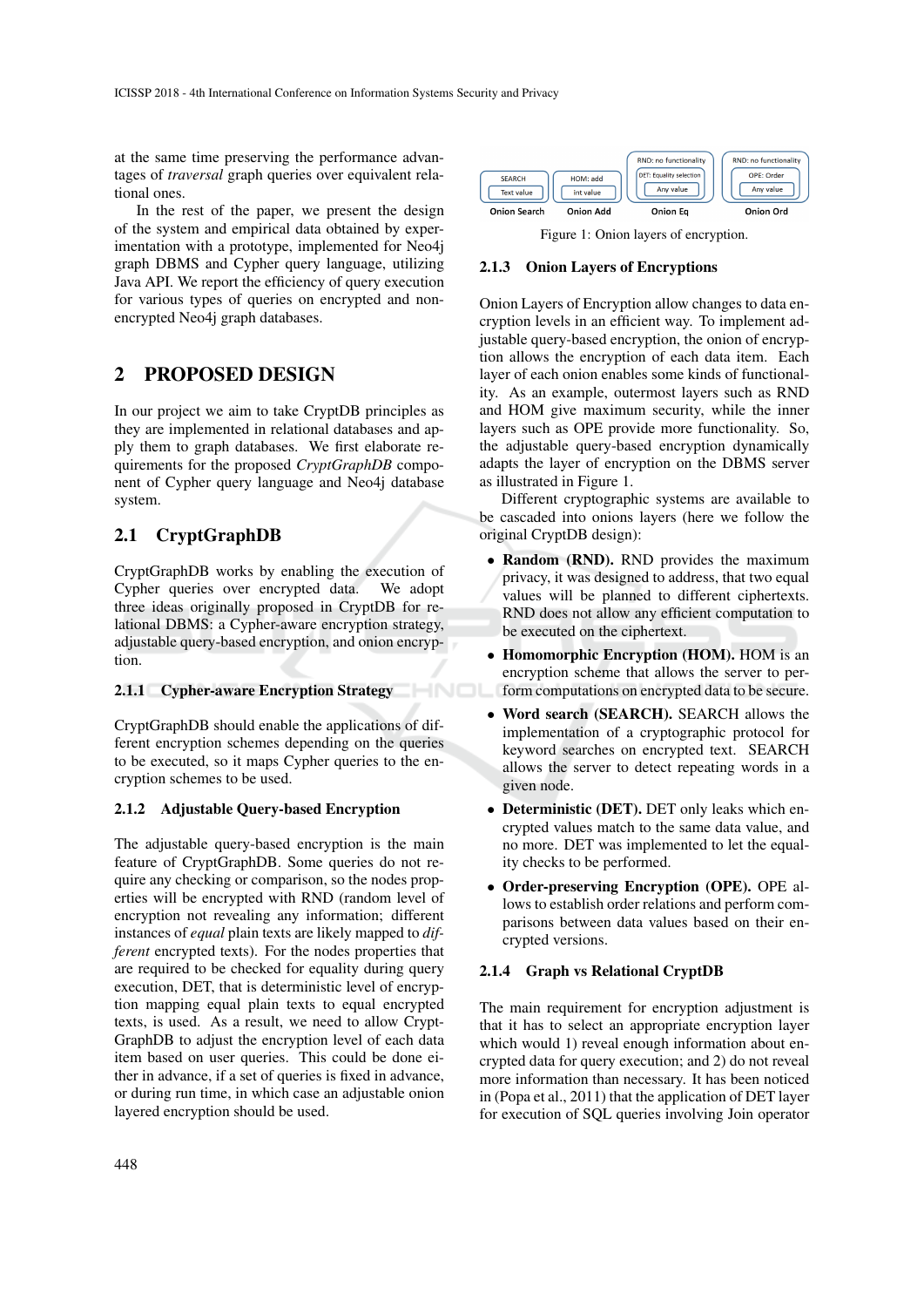at the same time preserving the performance advantages of *traversal* graph queries over equivalent relational ones.

In the rest of the paper, we present the design of the system and empirical data obtained by experimentation with a prototype, implemented for Neo4j graph DBMS and Cypher query language, utilizing Java API. We report the efficiency of query execution for various types of queries on encrypted and non-encrypted Neo4j graph databases.

## 2 PROPOSED DESIGN

In our project we aim to take CryptDB principles as they are implemented in relational databases and apply them to graph databases. We first elaborate requirements for the proposed *CryptGraphDB* component of Cypher query language and Neo4j database system.

### 2.1 CryptGraphDB

CryptGraphDB works by enabling the execution of Cypher queries over encrypted data. We adopt three ideas originally proposed in CryptDB for relational DBMS: a Cypher-aware encryption strategy, adjustable query-based encryption, and onion encryption.

#### 2.1.1 Cypher-aware Encryption Strategy

CryptGraphDB should enable the applications of different encryption schemes depending on the queries to be executed, so it maps Cypher queries to the encryption schemes to be used.

#### 2.1.2 Adjustable Query-based Encryption

The adjustable query-based encryption is the main feature of CryptGraphDB. Some queries do not require any checking or comparison, so the nodes properties will be encrypted with RND (random level of encryption not revealing any information; different instances of *equal* plain texts are likely mapped to *different* encrypted texts). For the nodes properties that are required to be checked for equality during query execution, DET, that is deterministic level of encryption mapping equal plain texts to equal encrypted texts, is used. As a result, we need to allow CryptGraphDB to adjust the encryption level of each data item based on user queries. This could be done either in advance, if a set of queries is fixed in advance, or during run time, in which case an adjustable onion layered encryption should be used.

| SEARCH | HOM: add | RND: no functionality | RND: no functionality |
| --- | --- | --- | --- |
| | | DET: Equality selection | OPE: Order |
| Text value | int value | Any value | Any value |
| Onion Search | Onion Add | Onion Eq | Onion Ord |

Figure 1: Onion layers of encryption.

#### 2.1.3 Onion Layers of Encryptions

Onion Layers of Encryption allow changes to data encryption levels in an efficient way. To implement adjustable query-based encryption, the onion of encryption allows the encryption of each data item. Each layer of each onion enables some kinds of functionality. As an example, outermost layers such as RND and HOM give maximum security, while the inner layers such as OPE provide more functionality. So, the adjustable query-based encryption dynamically adapts the layer of encryption on the DBMS server as illustrated in Figure 1.

Different cryptographic systems are available to be cascaded into onions layers (here we follow the original CryptDB design):

- **Random (RND).** RND provides the maximum privacy, it was designed to address, that two equal values will be planned to different ciphertexts. RND does not allow any efficient computation to be executed on the ciphertext.
- **Homomorphic Encryption (HOM).** HOM is an encryption scheme that allows the server to perform computations on encrypted data to be secure.
- **Word search (SEARCH).** SEARCH allows the implementation of a cryptographic protocol for keyword searches on encrypted text. SEARCH allows the server to detect repeating words in a given node.
- **Deterministic (DET).** DET only leaks which encrypted values match to the same data value, and no more. DET was implemented to let the equality checks to be performed.
- **Order-preserving Encryption (OPE).** OPE allows to establish order relations and perform comparisons between data values based on their encrypted versions.

#### 2.1.4 Graph vs Relational CryptDB

The main requirement for encryption adjustment is that it has to select an appropriate encryption layer which would 1) reveal enough information about encrypted data for query execution; and 2) do not reveal more information than necessary. It has been noticed in (Popa et al., 2011) that the application of DET layer for execution of SQL queries involving Join operator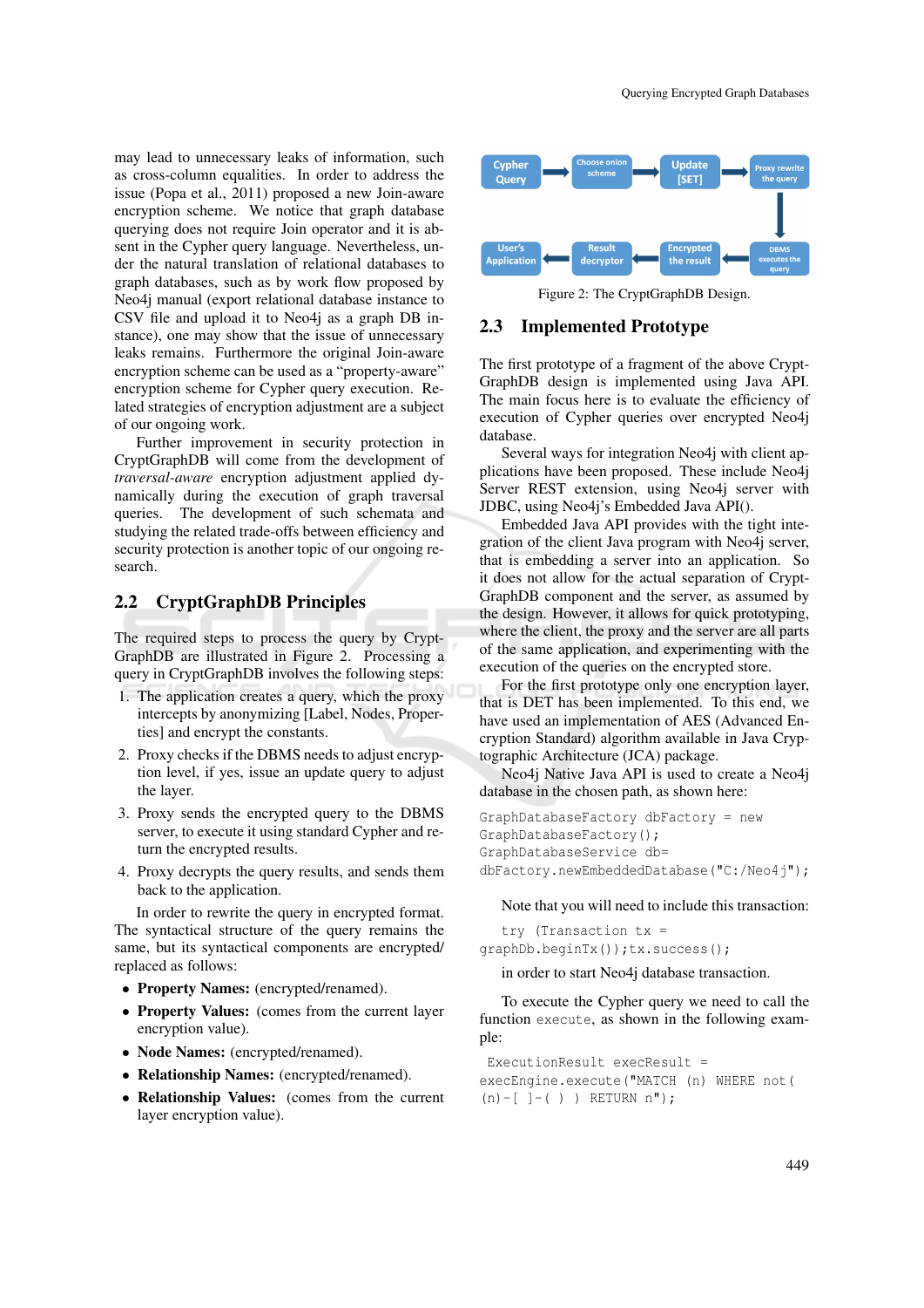may lead to unnecessary leaks of information, such as cross-column equalities. In order to address the issue (Popa et al., 2011) proposed a new Join-aware encryption scheme. We notice that graph database querying does not require Join operator and it is absent in the Cypher query language. Nevertheless, under the natural translation of relational databases to graph databases, such as by work flow proposed by Neo4j manual (export relational database instance to CSV file and upload it to Neo4j as a graph DB instance), one may show that the issue of unnecessary leaks remains. Furthermore the original Join-aware encryption scheme can be used as a "property-aware" encryption scheme for Cypher query execution. Related strategies of encryption adjustment are a subject of our ongoing work.

Further improvement in security protection in CryptGraphDB will come from the development of *traversal-aware* encryption adjustment applied dynamically during the execution of graph traversal queries. The development of such schemata and studying the related trade-offs between efficiency and security protection is another topic of our ongoing research.

## 2.2 CryptGraphDB Principles

The required steps to process the query by CryptGraphDB are illustrated in Figure 2. Processing a query in CryptGraphDB involves the following steps:

1. The application creates a query, which the proxy intercepts by anonymizing [Label, Nodes, Properties] and encrypt the constants.
2. Proxy checks if the DBMS needs to adjust encryption level, if yes, issue an update query to adjust the layer.
3. Proxy sends the encrypted query to the DBMS server, to execute it using standard Cypher and return the encrypted results.
4. Proxy decrypts the query results, and sends them back to the application.

In order to rewrite the query in encrypted format. The syntactical structure of the query remains the same, but its syntactical components are encrypted/ replaced as follows:

- **Property Names:** (encrypted/renamed).
- **Property Values:** (comes from the current layer encryption value).
- **Node Names:** (encrypted/renamed).
- **Relationship Names:** (encrypted/renamed).
- **Relationship Values:** (comes from the current layer encryption value).

Cypher Query → Choose onion scheme → Update [SET] → Proxy rewrite the query → DBMS executes the query → Encrypted the result → Result decryptor → User's Application

Figure 2: The CryptGraphDB Design.

## 2.3 Implemented Prototype

The first prototype of a fragment of the above CryptGraphDB design is implemented using Java API. The main focus here is to evaluate the efficiency of execution of Cypher queries over encrypted Neo4j database.

Several ways for integration Neo4j with client applications have been proposed. These include Neo4j Server REST extension, using Neo4j server with JDBC, using Neo4j's Embedded Java API().

Embedded Java API provides with the tight integration of the client Java program with Neo4j server, that is embedding a server into an application. So it does not allow for the actual separation of CryptGraphDB component and the server, as assumed by the design. However, it allows for quick prototyping, where the client, the proxy and the server are all parts of the same application, and experimenting with the execution of the queries on the encrypted store.

For the first prototype only one encryption layer, that is DET has been implemented. To this end, we have used an implementation of AES (Advanced Encryption Standard) algorithm available in Java Cryptographic Architecture (JCA) package.

Neo4j Native Java API is used to create a Neo4j database in the chosen path, as shown here:

```
GraphDatabaseFactory dbFactory = new
GraphDatabaseFactory();
GraphDatabaseService db=
dbFactory.newEmbeddedDatabase("C:/Neo4j");
```

Note that you will need to include this transaction:

```
try (Transaction tx =
graphDb.beginTx());tx.success();
```

in order to start Neo4j database transaction.

To execute the Cypher query we need to call the function `execute`, as shown in the following example:

```
ExecutionResult execResult =
execEngine.execute("MATCH (n) WHERE not(
(n)-[ ]-( ) ) RETURN n");
```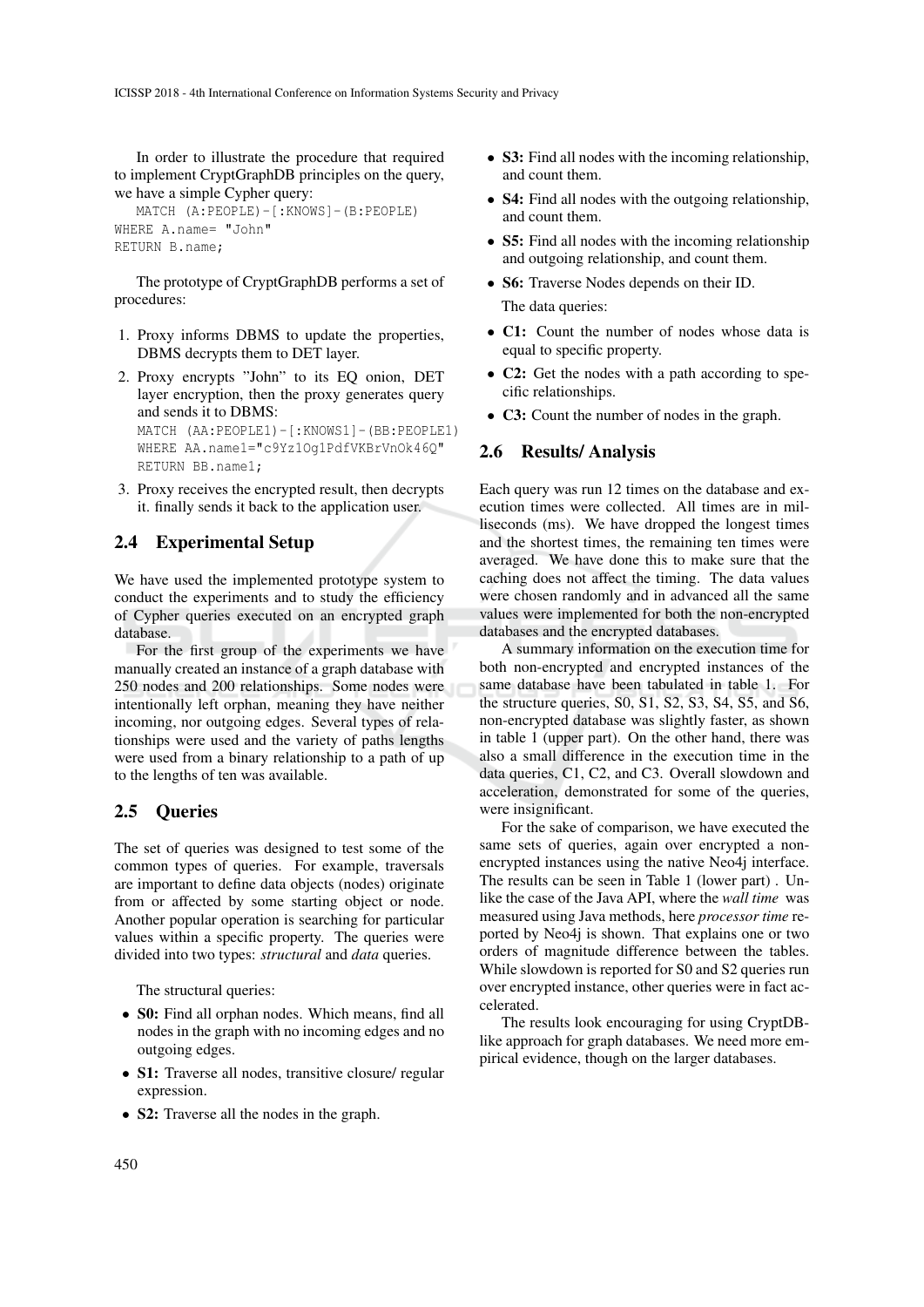In order to illustrate the procedure that required to implement CryptGraphDB principles on the query, we have a simple Cypher query:

```
MATCH (A:PEOPLE)-[:KNOWS]-(B:PEOPLE)
WHERE A.name= "John"
RETURN B.name;
```

The prototype of CryptGraphDB performs a set of procedures:

1. Proxy informs DBMS to update the properties, DBMS decrypts them to DET layer.
2. Proxy encrypts "John" to its EQ onion, DET layer encryption, then the proxy generates query and sends it to DBMS:
   ```
   MATCH (AA:PEOPLE1)-[:KNOWS1]-(BB:PEOPLE1)
   WHERE AA.name1="c9Yz1Og1PdfVKBrVnOk46Q"
   RETURN BB.name1;
   ```
3. Proxy receives the encrypted result, then decrypts it. finally sends it back to the application user.

## 2.4 Experimental Setup

We have used the implemented prototype system to conduct the experiments and to study the efficiency of Cypher queries executed on an encrypted graph database.

For the first group of the experiments we have manually created an instance of a graph database with 250 nodes and 200 relationships. Some nodes were intentionally left orphan, meaning they have neither incoming, nor outgoing edges. Several types of relationships were used and the variety of paths lengths were used from a binary relationship to a path of up to the lengths of ten was available.

## 2.5 Queries

The set of queries was designed to test some of the common types of queries. For example, traversals are important to define data objects (nodes) originate from or affected by some starting object or node. Another popular operation is searching for particular values within a specific property. The queries were divided into two types: *structural* and *data* queries.

The structural queries:

- **S0:** Find all orphan nodes. Which means, find all nodes in the graph with no incoming edges and no outgoing edges.
- **S1:** Traverse all nodes, transitive closure/ regular expression.
- **S2:** Traverse all the nodes in the graph.
- **S3:** Find all nodes with the incoming relationship, and count them.
- **S4:** Find all nodes with the outgoing relationship, and count them.
- **S5:** Find all nodes with the incoming relationship and outgoing relationship, and count them.
- **S6:** Traverse Nodes depends on their ID.

The data queries:

- **C1:** Count the number of nodes whose data is equal to specific property.
- **C2:** Get the nodes with a path according to specific relationships.
- **C3:** Count the number of nodes in the graph.

## 2.6 Results/ Analysis

Each query was run 12 times on the database and execution times were collected. All times are in milliseconds (ms). We have dropped the longest times and the shortest times, the remaining ten times were averaged. We have done this to make sure that the caching does not affect the timing. The data values were chosen randomly and in advanced all the same values were implemented for both the non-encrypted databases and the encrypted databases.

A summary information on the execution time for both non-encrypted and encrypted instances of the same database have been tabulated in table 1. For the structure queries, S0, S1, S2, S3, S4, S5, and S6, non-encrypted database was slightly faster, as shown in table 1 (upper part). On the other hand, there was also a small difference in the execution time in the data queries, C1, C2, and C3. Overall slowdown and acceleration, demonstrated for some of the queries, were insignificant.

For the sake of comparison, we have executed the same sets of queries, again over encrypted a non-encrypted instances using the native Neo4j interface. The results can be seen in Table 1 (lower part) . Unlike the case of the Java API, where the *wall time* was measured using Java methods, here *processor time* reported by Neo4j is shown. That explains one or two orders of magnitude difference between the tables. While slowdown is reported for S0 and S2 queries run over encrypted instance, other queries were in fact accelerated.

The results look encouraging for using CryptDB-like approach for graph databases. We need more empirical evidence, though on the larger databases.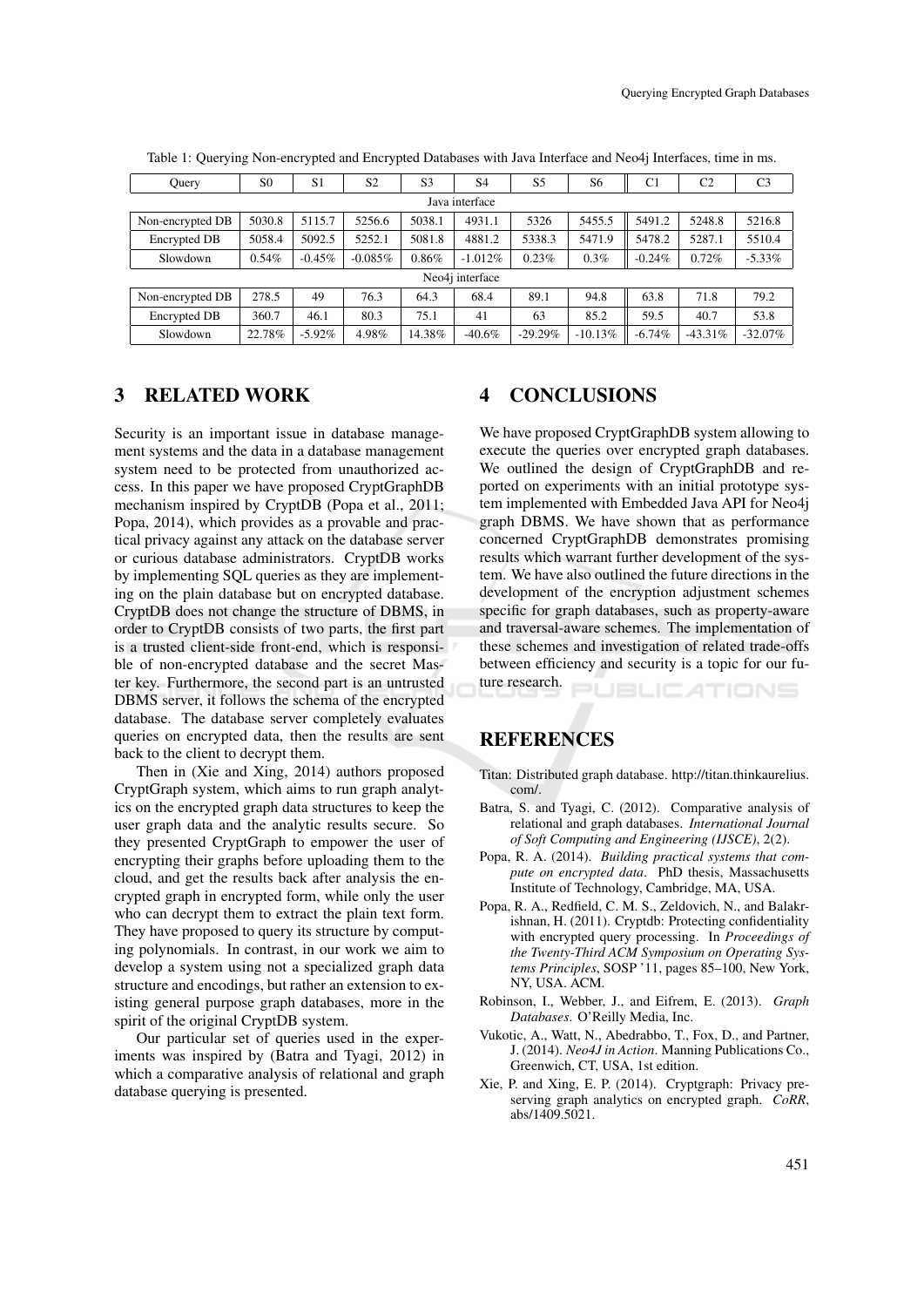Table 1: Querying Non-encrypted and Encrypted Databases with Java Interface and Neo4j Interfaces, time in ms.

| Query | S0 | S1 | S2 | S3 | S4 | S5 | S6 | C1 | C2 | C3 |
|---|---|---|---|---|---|---|---|---|---|---|
| Java interface | | | | | | | | | | |
| Non-encrypted DB | 5030.8 | 5115.7 | 5256.6 | 5038.1 | 4931.1 | 5326 | 5455.5 | 5491.2 | 5248.8 | 5216.8 |
| Encrypted DB | 5058.4 | 5092.5 | 5252.1 | 5081.8 | 4881.2 | 5338.3 | 5471.9 | 5478.2 | 5287.1 | 5510.4 |
| Slowdown | 0.54% | -0.45% | -0.085% | 0.86% | -1.012% | 0.23% | 0.3% | -0.24% | 0.72% | -5.33% |
| Neo4j interface | | | | | | | | | | |
| Non-encrypted DB | 278.5 | 49 | 76.3 | 64.3 | 68.4 | 89.1 | 94.8 | 63.8 | 71.8 | 79.2 |
| Encrypted DB | 360.7 | 46.1 | 80.3 | 75.1 | 41 | 63 | 85.2 | 59.5 | 40.7 | 53.8 |
| Slowdown | 22.78% | -5.92% | 4.98% | 14.38% | -40.6% | -29.29% | -10.13% | -6.74% | -43.31% | -32.07% |

## 3 RELATED WORK

Security is an important issue in database management systems and the data in a database management system need to be protected from unauthorized access. In this paper we have proposed CryptGraphDB mechanism inspired by CryptDB (Popa et al., 2011; Popa, 2014), which provides as a provable and practical privacy against any attack on the database server or curious database administrators. CryptDB works by implementing SQL queries as they are implementing on the plain database but on encrypted database. CryptDB does not change the structure of DBMS, in order to CryptDB consists of two parts, the first part is a trusted client-side front-end, which is responsible of non-encrypted database and the secret Master key. Furthermore, the second part is an untrusted DBMS server, it follows the schema of the encrypted database. The database server completely evaluates queries on encrypted data, then the results are sent back to the client to decrypt them.

Then in (Xie and Xing, 2014) authors proposed CryptGraph system, which aims to run graph analytics on the encrypted graph data structures to keep the user graph data and the analytic results secure. So they presented CryptGraph to empower the user of encrypting their graphs before uploading them to the cloud, and get the results back after analysis the encrypted graph in encrypted form, while only the user who can decrypt them to extract the plain text form. They have proposed to query its structure by computing polynomials. In contrast, in our work we aim to develop a system using not a specialized graph data structure and encodings, but rather an extension to existing general purpose graph databases, more in the spirit of the original CryptDB system.

Our particular set of queries used in the experiments was inspired by (Batra and Tyagi, 2012) in which a comparative analysis of relational and graph database querying is presented.

## 4 CONCLUSIONS

We have proposed CryptGraphDB system allowing to execute the queries over encrypted graph databases. We outlined the design of CryptGraphDB and reported on experiments with an initial prototype system implemented with Embedded Java API for Neo4j graph DBMS. We have shown that as performance concerned CryptGraphDB demonstrates promising results which warrant further development of the system. We have also outlined the future directions in the development of the encryption adjustment schemes specific for graph databases, such as property-aware and traversal-aware schemes. The implementation of these schemes and investigation of related trade-offs between efficiency and security is a topic for our future research.

## REFERENCES

Titan: Distributed graph database. http://titan.thinkaurelius.com/.

Batra, S. and Tyagi, C. (2012). Comparative analysis of relational and graph databases. *International Journal of Soft Computing and Engineering (IJSCE)*, 2(2).

Popa, R. A. (2014). *Building practical systems that compute on encrypted data*. PhD thesis, Massachusetts Institute of Technology, Cambridge, MA, USA.

Popa, R. A., Redfield, C. M. S., Zeldovich, N., and Balakrishnan, H. (2011). Cryptdb: Protecting confidentiality with encrypted query processing. In *Proceedings of the Twenty-Third ACM Symposium on Operating Systems Principles*, SOSP '11, pages 85–100, New York, NY, USA. ACM.

Robinson, I., Webber, J., and Eifrem, E. (2013). *Graph Databases*. O'Reilly Media, Inc.

Vukotic, A., Watt, N., Abedrabbo, T., Fox, D., and Partner, J. (2014). *Neo4J in Action*. Manning Publications Co., Greenwich, CT, USA, 1st edition.

Xie, P. and Xing, E. P. (2014). Cryptgraph: Privacy preserving graph analytics on encrypted graph. *CoRR*, abs/1409.5021.